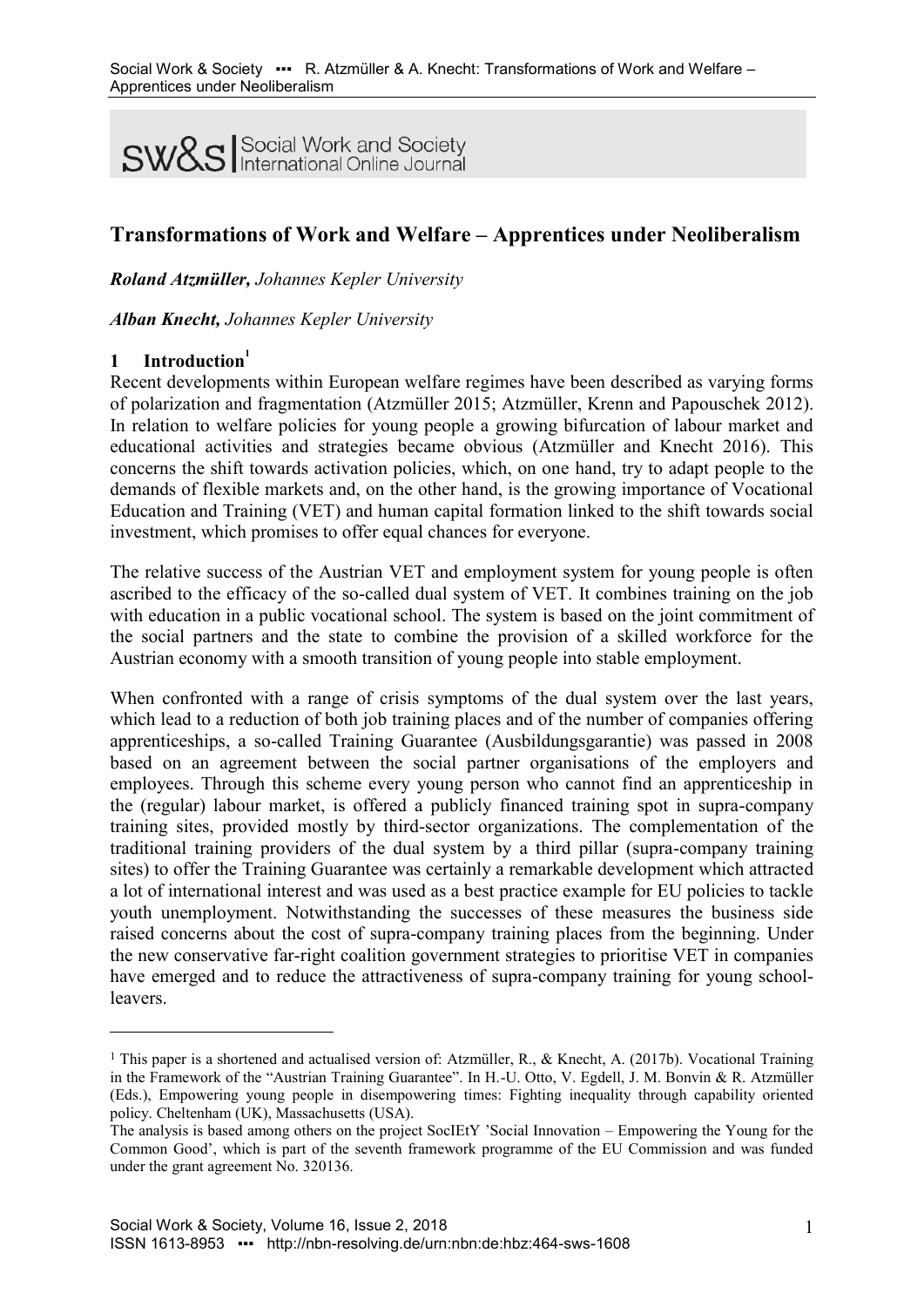# Transformations of Work and Welfare – Apprentices under Neoliberalism

***Roland Atzmüller**, Johannes Kepler University*

***Alban Knecht**, Johannes Kepler University*

## 1 Introduction[1]

Recent developments within European welfare regimes have been described as varying forms of polarization and fragmentation (Atzmüller 2015; Atzmüller, Krenn and Papouschek 2012). In relation to welfare policies for young people a growing bifurcation of labour market and educational activities and strategies became obvious (Atzmüller and Knecht 2016). This concerns the shift towards activation policies, which, on one hand, try to adapt people to the demands of flexible markets and, on the other hand, is the growing importance of Vocational Education and Training (VET) and human capital formation linked to the shift towards social investment, which promises to offer equal chances for everyone.

The relative success of the Austrian VET and employment system for young people is often ascribed to the efficacy of the so-called dual system of VET. It combines training on the job with education in a public vocational school. The system is based on the joint commitment of the social partners and the state to combine the provision of a skilled workforce for the Austrian economy with a smooth transition of young people into stable employment.

When confronted with a range of crisis symptoms of the dual system over the last years, which lead to a reduction of both job training places and of the number of companies offering apprenticeships, a so-called Training Guarantee (Ausbildungsgarantie) was passed in 2008 based on an agreement between the social partner organisations of the employers and employees. Through this scheme every young person who cannot find an apprenticeship in the (regular) labour market, is offered a publicly financed training spot in supra-company training sites, provided mostly by third-sector organizations. The complementation of the traditional training providers of the dual system by a third pillar (supra-company training sites) to offer the Training Guarantee was certainly a remarkable development which attracted a lot of international interest and was used as a best practice example for EU policies to tackle youth unemployment. Notwithstanding the successes of these measures the business side raised concerns about the cost of supra-company training places from the beginning. Under the new conservative far-right coalition government strategies to prioritise VET in companies have emerged and to reduce the attractiveness of supra-company training for young school-leavers.

---

[1] This paper is a shortened and actualised version of: Atzmüller, R., & Knecht, A. (2017b). Vocational Training in the Framework of the "Austrian Training Guarantee". In H.-U. Otto, V. Egdell, J. M. Bonvin & R. Atzmüller (Eds.), Empowering young people in disempowering times: Fighting inequality through capability oriented policy. Cheltenham (UK), Massachusetts (USA).

The analysis is based among others on the project SocIEtY 'Social Innovation – Empowering the Young for the Common Good', which is part of the seventh framework programme of the EU Commission and was funded under the grant agreement No. 320136.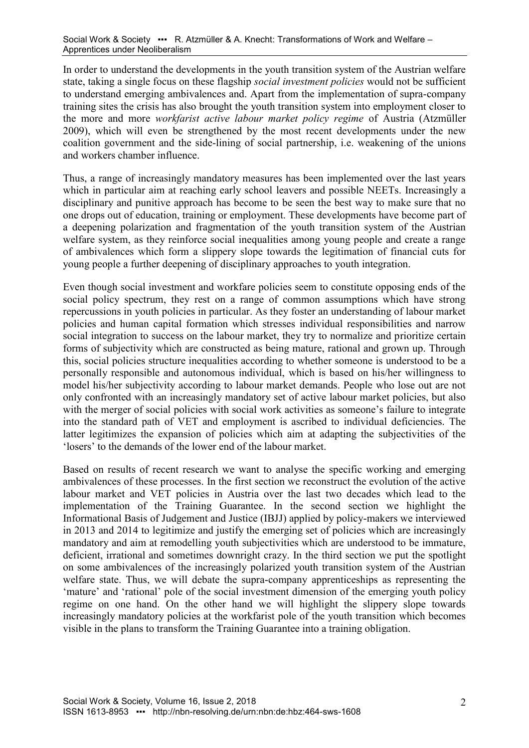In order to understand the developments in the youth transition system of the Austrian welfare state, taking a single focus on these flagship *social investment policies* would not be sufficient to understand emerging ambivalences and. Apart from the implementation of supra-company training sites the crisis has also brought the youth transition system into employment closer to the more and more *workfarist active labour market policy regime* of Austria (Atzmüller 2009), which will even be strengthened by the most recent developments under the new coalition government and the side-lining of social partnership, i.e. weakening of the unions and workers chamber influence.

Thus, a range of increasingly mandatory measures has been implemented over the last years which in particular aim at reaching early school leavers and possible NEETs. Increasingly a disciplinary and punitive approach has become to be seen the best way to make sure that no one drops out of education, training or employment. These developments have become part of a deepening polarization and fragmentation of the youth transition system of the Austrian welfare system, as they reinforce social inequalities among young people and create a range of ambivalences which form a slippery slope towards the legitimation of financial cuts for young people a further deepening of disciplinary approaches to youth integration.

Even though social investment and workfare policies seem to constitute opposing ends of the social policy spectrum, they rest on a range of common assumptions which have strong repercussions in youth policies in particular. As they foster an understanding of labour market policies and human capital formation which stresses individual responsibilities and narrow social integration to success on the labour market, they try to normalize and prioritize certain forms of subjectivity which are constructed as being mature, rational and grown up. Through this, social policies structure inequalities according to whether someone is understood to be a personally responsible and autonomous individual, which is based on his/her willingness to model his/her subjectivity according to labour market demands. People who lose out are not only confronted with an increasingly mandatory set of active labour market policies, but also with the merger of social policies with social work activities as someone's failure to integrate into the standard path of VET and employment is ascribed to individual deficiencies. The latter legitimizes the expansion of policies which aim at adapting the subjectivities of the 'losers' to the demands of the lower end of the labour market.

Based on results of recent research we want to analyse the specific working and emerging ambivalences of these processes. In the first section we reconstruct the evolution of the active labour market and VET policies in Austria over the last two decades which lead to the implementation of the Training Guarantee. In the second section we highlight the Informational Basis of Judgement and Justice (IBJJ) applied by policy-makers we interviewed in 2013 and 2014 to legitimize and justify the emerging set of policies which are increasingly mandatory and aim at remodelling youth subjectivities which are understood to be immature, deficient, irrational and sometimes downright crazy. In the third section we put the spotlight on some ambivalences of the increasingly polarized youth transition system of the Austrian welfare state. Thus, we will debate the supra-company apprenticeships as representing the 'mature' and 'rational' pole of the social investment dimension of the emerging youth policy regime on one hand. On the other hand we will highlight the slippery slope towards increasingly mandatory policies at the workfarist pole of the youth transition which becomes visible in the plans to transform the Training Guarantee into a training obligation.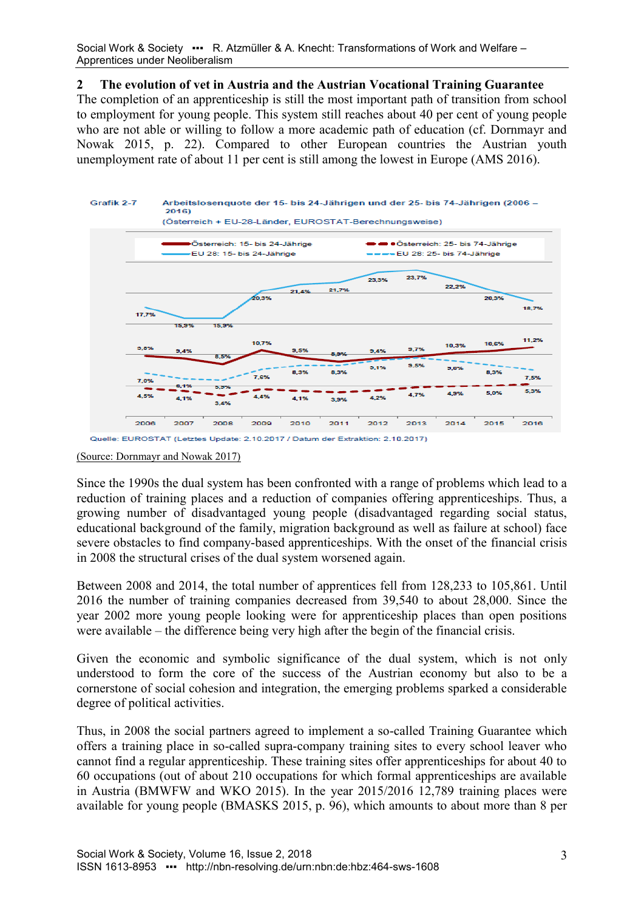## 2 The evolution of vet in Austria and the Austrian Vocational Training Guarantee

The completion of an apprenticeship is still the most important path of transition from school to employment for young people. This system still reaches about 40 per cent of young people who are not able or willing to follow a more academic path of education (cf. Dornmayr and Nowak 2015, p. 22). Compared to other European countries the Austrian youth unemployment rate of about 11 per cent is still among the lowest in Europe (AMS 2016).

Grafik 2-7 Arbeitslosenquote der 15- bis 24-Jährigen und der 25- bis 74-Jährigen (2006 – 2016)
(Österreich + EU-28-Länder, EUROSTAT-Berechnungsweise)

| | 2006 | 2007 | 2008 | 2009 | 2010 | 2011 | 2012 | 2013 | 2014 | 2015 | 2016 |
|---|---|---|---|---|---|---|---|---|---|---|---|
| EU 28: 15- bis 24-Jährige | 17,7% | 15,9% | 15,9% | 20,3% | 21,4% | 21,7% | 23,3% | 23,7% | 22,2% | 20,3% | 18,7% |
| Österreich: 15- bis 24-Jährige | 9,8% | 9,4% | 8,5% | 10,7% | 9,5% | 8,9% | 9,4% | 9,7% | 10,3% | 10,6% | 11,2% |
| EU 28: 25- bis 74-Jährige | 7,0% | 6,1% | 5,9% | 7,6% | 8,3% | 8,3% | 9,1% | 9,5% | 9,0% | 8,3% | 7,5% |
| Österreich: 25- bis 74-Jährige | 4,5% | 4,1% | 3,4% | 4,4% | 4,1% | 3,9% | 4,2% | 4,7% | 4,9% | 5,0% | 5,3% |

Quelle: EUROSTAT (Letztes Update: 2.10.2017 / Datum der Extraktion: 2.10.2017)

(Source: Dornmayr and Nowak 2017)

Since the 1990s the dual system has been confronted with a range of problems which lead to a reduction of training places and a reduction of companies offering apprenticeships. Thus, a growing number of disadvantaged young people (disadvantaged regarding social status, educational background of the family, migration background as well as failure at school) face severe obstacles to find company-based apprenticeships. With the onset of the financial crisis in 2008 the structural crises of the dual system worsened again.

Between 2008 and 2014, the total number of apprentices fell from 128,233 to 105,861. Until 2016 the number of training companies decreased from 39,540 to about 28,000. Since the year 2002 more young people looking were for apprenticeship places than open positions were available – the difference being very high after the begin of the financial crisis.

Given the economic and symbolic significance of the dual system, which is not only understood to form the core of the success of the Austrian economy but also to be a cornerstone of social cohesion and integration, the emerging problems sparked a considerable degree of political activities.

Thus, in 2008 the social partners agreed to implement a so-called Training Guarantee which offers a training place in so-called supra-company training sites to every school leaver who cannot find a regular apprenticeship. These training sites offer apprenticeships for about 40 to 60 occupations (out of about 210 occupations for which formal apprenticeships are available in Austria (BMWFW and WKO 2015). In the year 2015/2016 12,789 training places were available for young people (BMASKS 2015, p. 96), which amounts to about more than 8 per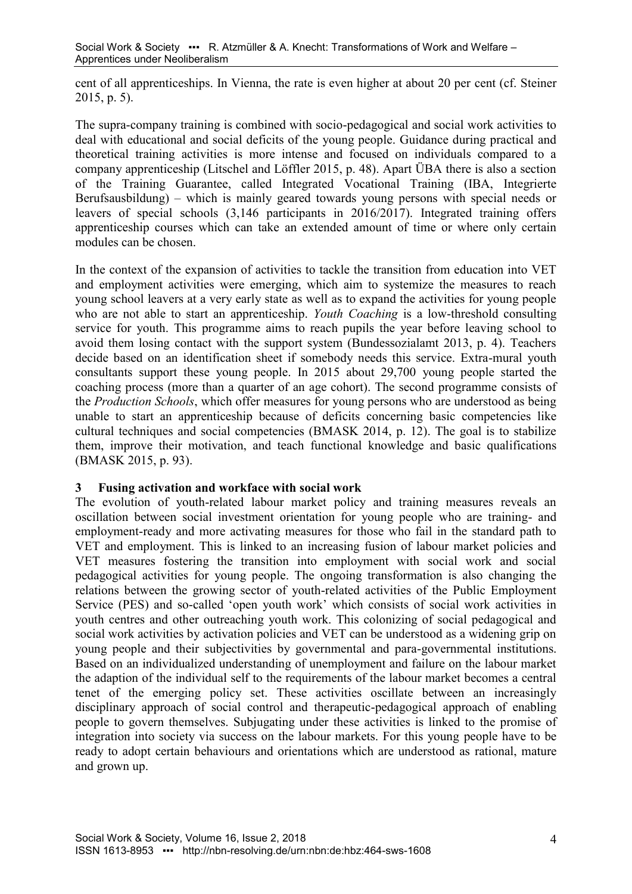cent of all apprenticeships. In Vienna, the rate is even higher at about 20 per cent (cf. Steiner 2015, p. 5).

The supra-company training is combined with socio-pedagogical and social work activities to deal with educational and social deficits of the young people. Guidance during practical and theoretical training activities is more intense and focused on individuals compared to a company apprenticeship (Litschel and Löffler 2015, p. 48). Apart ÜBA there is also a section of the Training Guarantee, called Integrated Vocational Training (IBA, Integrierte Berufsausbildung) – which is mainly geared towards young persons with special needs or leavers of special schools (3,146 participants in 2016/2017). Integrated training offers apprenticeship courses which can take an extended amount of time or where only certain modules can be chosen.

In the context of the expansion of activities to tackle the transition from education into VET and employment activities were emerging, which aim to systemize the measures to reach young school leavers at a very early state as well as to expand the activities for young people who are not able to start an apprenticeship. *Youth Coaching* is a low-threshold consulting service for youth. This programme aims to reach pupils the year before leaving school to avoid them losing contact with the support system (Bundessozialamt 2013, p. 4). Teachers decide based on an identification sheet if somebody needs this service. Extra-mural youth consultants support these young people. In 2015 about 29,700 young people started the coaching process (more than a quarter of an age cohort). The second programme consists of the *Production Schools*, which offer measures for young persons who are understood as being unable to start an apprenticeship because of deficits concerning basic competencies like cultural techniques and social competencies (BMASK 2014, p. 12). The goal is to stabilize them, improve their motivation, and teach functional knowledge and basic qualifications (BMASK 2015, p. 93).

## 3 Fusing activation and workface with social work

The evolution of youth-related labour market policy and training measures reveals an oscillation between social investment orientation for young people who are training- and employment-ready and more activating measures for those who fail in the standard path to VET and employment. This is linked to an increasing fusion of labour market policies and VET measures fostering the transition into employment with social work and social pedagogical activities for young people. The ongoing transformation is also changing the relations between the growing sector of youth-related activities of the Public Employment Service (PES) and so-called 'open youth work' which consists of social work activities in youth centres and other outreaching youth work. This colonizing of social pedagogical and social work activities by activation policies and VET can be understood as a widening grip on young people and their subjectivities by governmental and para-governmental institutions. Based on an individualized understanding of unemployment and failure on the labour market the adaption of the individual self to the requirements of the labour market becomes a central tenet of the emerging policy set. These activities oscillate between an increasingly disciplinary approach of social control and therapeutic-pedagogical approach of enabling people to govern themselves. Subjugating under these activities is linked to the promise of integration into society via success on the labour markets. For this young people have to be ready to adopt certain behaviours and orientations which are understood as rational, mature and grown up.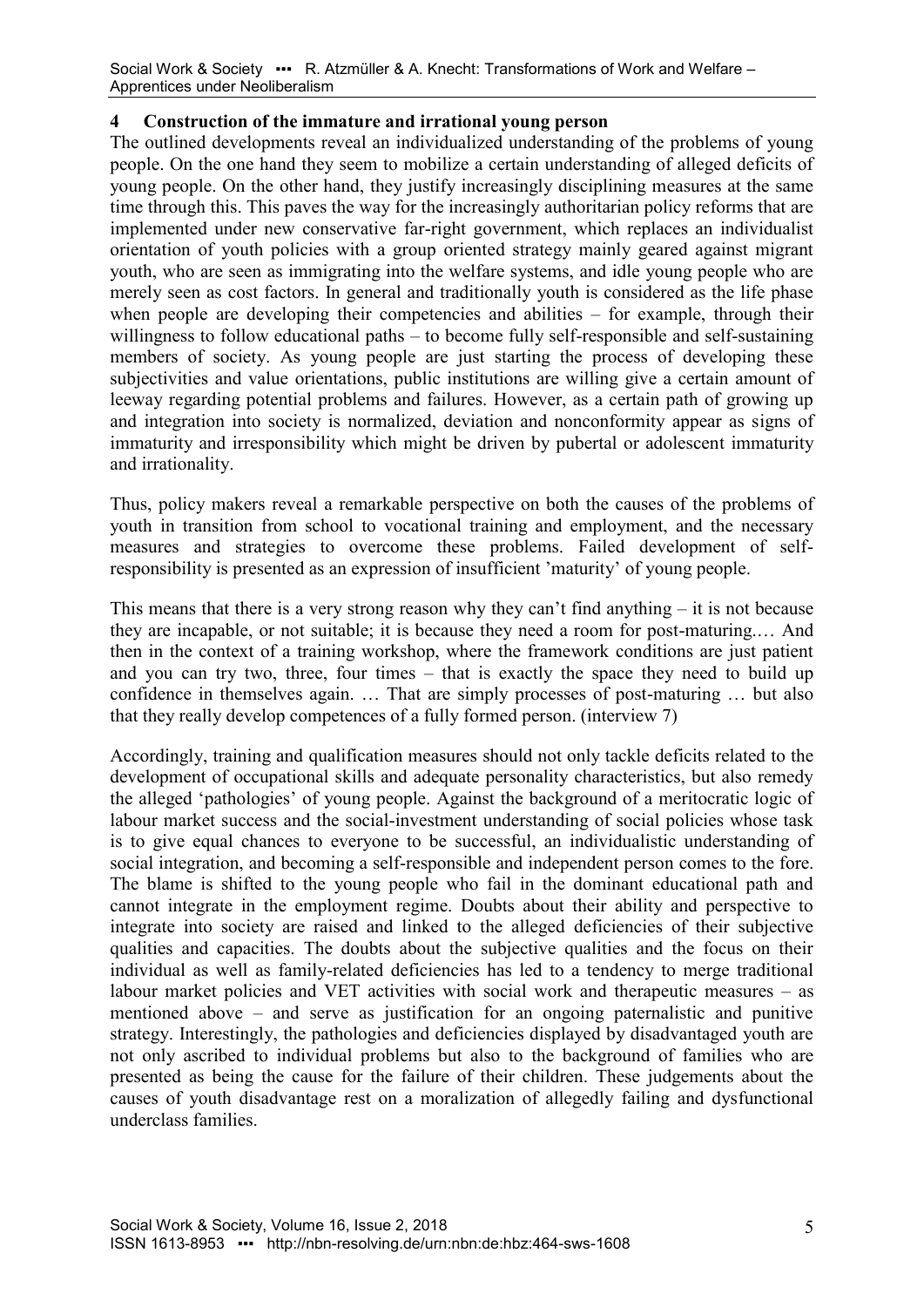## 4 Construction of the immature and irrational young person

The outlined developments reveal an individualized understanding of the problems of young people. On the one hand they seem to mobilize a certain understanding of alleged deficits of young people. On the other hand, they justify increasingly disciplining measures at the same time through this. This paves the way for the increasingly authoritarian policy reforms that are implemented under new conservative far-right government, which replaces an individualist orientation of youth policies with a group oriented strategy mainly geared against migrant youth, who are seen as immigrating into the welfare systems, and idle young people who are merely seen as cost factors. In general and traditionally youth is considered as the life phase when people are developing their competencies and abilities – for example, through their willingness to follow educational paths – to become fully self-responsible and self-sustaining members of society. As young people are just starting the process of developing these subjectivities and value orientations, public institutions are willing give a certain amount of leeway regarding potential problems and failures. However, as a certain path of growing up and integration into society is normalized, deviation and nonconformity appear as signs of immaturity and irresponsibility which might be driven by pubertal or adolescent immaturity and irrationality.

Thus, policy makers reveal a remarkable perspective on both the causes of the problems of youth in transition from school to vocational training and employment, and the necessary measures and strategies to overcome these problems. Failed development of self-responsibility is presented as an expression of insufficient 'maturity' of young people.

This means that there is a very strong reason why they can't find anything – it is not because they are incapable, or not suitable; it is because they need a room for post-maturing.… And then in the context of a training workshop, where the framework conditions are just patient and you can try two, three, four times – that is exactly the space they need to build up confidence in themselves again. … That are simply processes of post-maturing … but also that they really develop competences of a fully formed person. (interview 7)

Accordingly, training and qualification measures should not only tackle deficits related to the development of occupational skills and adequate personality characteristics, but also remedy the alleged 'pathologies' of young people. Against the background of a meritocratic logic of labour market success and the social-investment understanding of social policies whose task is to give equal chances to everyone to be successful, an individualistic understanding of social integration, and becoming a self-responsible and independent person comes to the fore. The blame is shifted to the young people who fail in the dominant educational path and cannot integrate in the employment regime. Doubts about their ability and perspective to integrate into society are raised and linked to the alleged deficiencies of their subjective qualities and capacities. The doubts about the subjective qualities and the focus on their individual as well as family-related deficiencies has led to a tendency to merge traditional labour market policies and VET activities with social work and therapeutic measures – as mentioned above – and serve as justification for an ongoing paternalistic and punitive strategy. Interestingly, the pathologies and deficiencies displayed by disadvantaged youth are not only ascribed to individual problems but also to the background of families who are presented as being the cause for the failure of their children. These judgements about the causes of youth disadvantage rest on a moralization of allegedly failing and dysfunctional underclass families.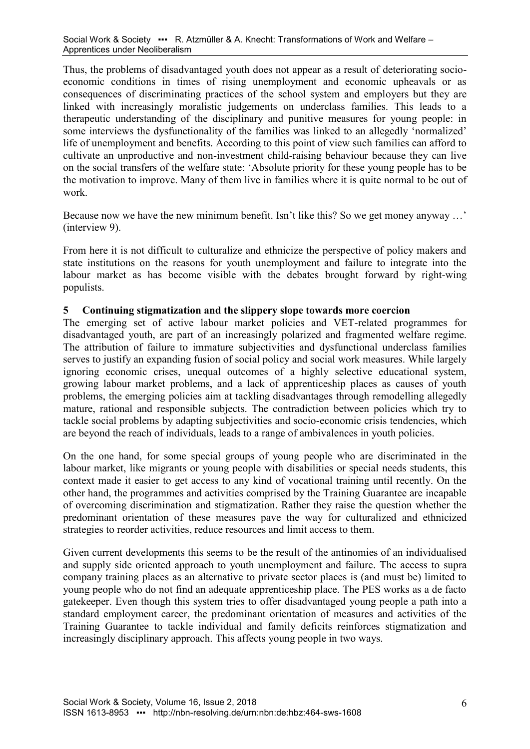Thus, the problems of disadvantaged youth does not appear as a result of deteriorating socio-economic conditions in times of rising unemployment and economic upheavals or as consequences of discriminating practices of the school system and employers but they are linked with increasingly moralistic judgements on underclass families. This leads to a therapeutic understanding of the disciplinary and punitive measures for young people: in some interviews the dysfunctionality of the families was linked to an allegedly 'normalized' life of unemployment and benefits. According to this point of view such families can afford to cultivate an unproductive and non-investment child-raising behaviour because they can live on the social transfers of the welfare state: 'Absolute priority for these young people has to be the motivation to improve. Many of them live in families where it is quite normal to be out of work.

Because now we have the new minimum benefit. Isn't like this? So we get money anyway …' (interview 9).

From here it is not difficult to culturalize and ethnicize the perspective of policy makers and state institutions on the reasons for youth unemployment and failure to integrate into the labour market as has become visible with the debates brought forward by right-wing populists.

## 5 Continuing stigmatization and the slippery slope towards more coercion

The emerging set of active labour market policies and VET-related programmes for disadvantaged youth, are part of an increasingly polarized and fragmented welfare regime. The attribution of failure to immature subjectivities and dysfunctional underclass families serves to justify an expanding fusion of social policy and social work measures. While largely ignoring economic crises, unequal outcomes of a highly selective educational system, growing labour market problems, and a lack of apprenticeship places as causes of youth problems, the emerging policies aim at tackling disadvantages through remodelling allegedly mature, rational and responsible subjects. The contradiction between policies which try to tackle social problems by adapting subjectivities and socio-economic crisis tendencies, which are beyond the reach of individuals, leads to a range of ambivalences in youth policies.

On the one hand, for some special groups of young people who are discriminated in the labour market, like migrants or young people with disabilities or special needs students, this context made it easier to get access to any kind of vocational training until recently. On the other hand, the programmes and activities comprised by the Training Guarantee are incapable of overcoming discrimination and stigmatization. Rather they raise the question whether the predominant orientation of these measures pave the way for culturalized and ethnicized strategies to reorder activities, reduce resources and limit access to them.

Given current developments this seems to be the result of the antinomies of an individualised and supply side oriented approach to youth unemployment and failure. The access to supra company training places as an alternative to private sector places is (and must be) limited to young people who do not find an adequate apprenticeship place. The PES works as a de facto gatekeeper. Even though this system tries to offer disadvantaged young people a path into a standard employment career, the predominant orientation of measures and activities of the Training Guarantee to tackle individual and family deficits reinforces stigmatization and increasingly disciplinary approach. This affects young people in two ways.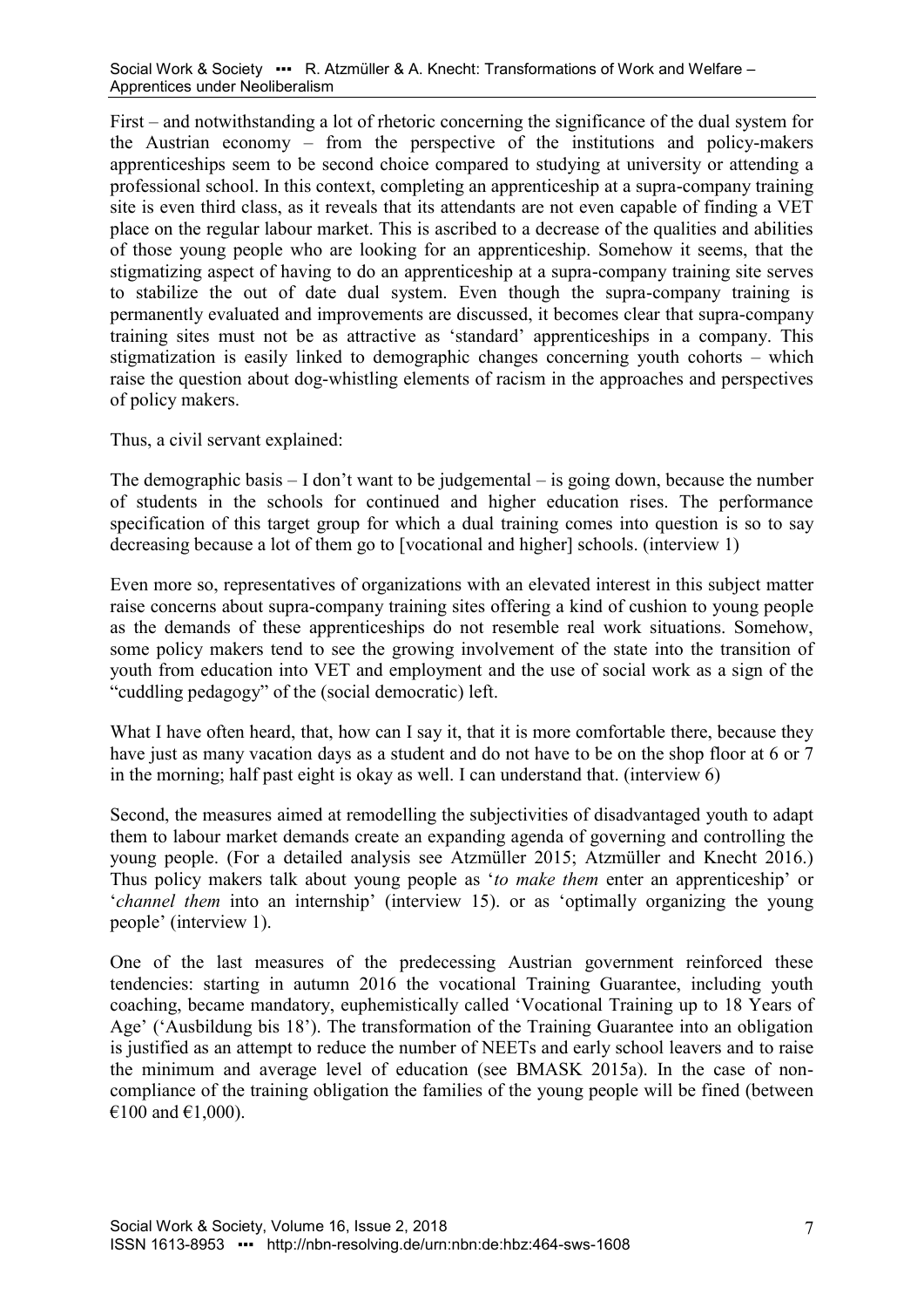First – and notwithstanding a lot of rhetoric concerning the significance of the dual system for the Austrian economy – from the perspective of the institutions and policy-makers apprenticeships seem to be second choice compared to studying at university or attending a professional school. In this context, completing an apprenticeship at a supra-company training site is even third class, as it reveals that its attendants are not even capable of finding a VET place on the regular labour market. This is ascribed to a decrease of the qualities and abilities of those young people who are looking for an apprenticeship. Somehow it seems, that the stigmatizing aspect of having to do an apprenticeship at a supra-company training site serves to stabilize the out of date dual system. Even though the supra-company training is permanently evaluated and improvements are discussed, it becomes clear that supra-company training sites must not be as attractive as 'standard' apprenticeships in a company. This stigmatization is easily linked to demographic changes concerning youth cohorts – which raise the question about dog-whistling elements of racism in the approaches and perspectives of policy makers.

Thus, a civil servant explained:

The demographic basis – I don't want to be judgemental – is going down, because the number of students in the schools for continued and higher education rises. The performance specification of this target group for which a dual training comes into question is so to say decreasing because a lot of them go to [vocational and higher] schools. (interview 1)

Even more so, representatives of organizations with an elevated interest in this subject matter raise concerns about supra-company training sites offering a kind of cushion to young people as the demands of these apprenticeships do not resemble real work situations. Somehow, some policy makers tend to see the growing involvement of the state into the transition of youth from education into VET and employment and the use of social work as a sign of the "cuddling pedagogy" of the (social democratic) left.

What I have often heard, that, how can I say it, that it is more comfortable there, because they have just as many vacation days as a student and do not have to be on the shop floor at 6 or 7 in the morning; half past eight is okay as well. I can understand that. (interview 6)

Second, the measures aimed at remodelling the subjectivities of disadvantaged youth to adapt them to labour market demands create an expanding agenda of governing and controlling the young people. (For a detailed analysis see Atzmüller 2015; Atzmüller and Knecht 2016.) Thus policy makers talk about young people as '*to make them* enter an apprenticeship' or '*channel them* into an internship' (interview 15). or as 'optimally organizing the young people' (interview 1).

One of the last measures of the predecessing Austrian government reinforced these tendencies: starting in autumn 2016 the vocational Training Guarantee, including youth coaching, became mandatory, euphemistically called 'Vocational Training up to 18 Years of Age' ('Ausbildung bis 18'). The transformation of the Training Guarantee into an obligation is justified as an attempt to reduce the number of NEETs and early school leavers and to raise the minimum and average level of education (see BMASK 2015a). In the case of non-compliance of the training obligation the families of the young people will be fined (between €100 and €1,000).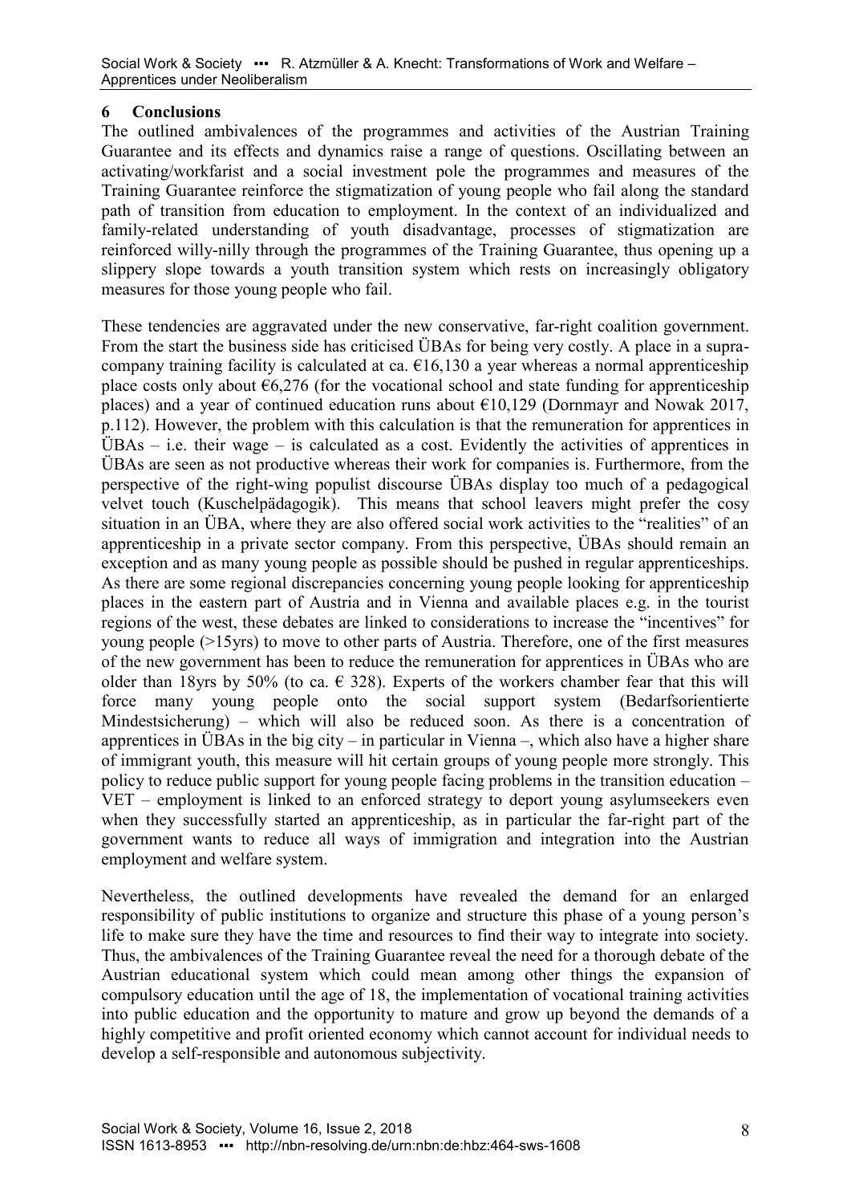## 6 Conclusions

The outlined ambivalences of the programmes and activities of the Austrian Training Guarantee and its effects and dynamics raise a range of questions. Oscillating between an activating/workfarist and a social investment pole the programmes and measures of the Training Guarantee reinforce the stigmatization of young people who fail along the standard path of transition from education to employment. In the context of an individualized and family-related understanding of youth disadvantage, processes of stigmatization are reinforced willy-nilly through the programmes of the Training Guarantee, thus opening up a slippery slope towards a youth transition system which rests on increasingly obligatory measures for those young people who fail.

These tendencies are aggravated under the new conservative, far-right coalition government. From the start the business side has criticised ÜBAs for being very costly. A place in a supra-company training facility is calculated at ca. €16,130 a year whereas a normal apprenticeship place costs only about €6,276 (for the vocational school and state funding for apprenticeship places) and a year of continued education runs about €10,129 (Dornmayr and Nowak 2017, p.112). However, the problem with this calculation is that the remuneration for apprentices in ÜBAs – i.e. their wage – is calculated as a cost. Evidently the activities of apprentices in ÜBAs are seen as not productive whereas their work for companies is. Furthermore, from the perspective of the right-wing populist discourse ÜBAs display too much of a pedagogical velvet touch (Kuschelpädagogik). This means that school leavers might prefer the cosy situation in an ÜBA, where they are also offered social work activities to the "realities" of an apprenticeship in a private sector company. From this perspective, ÜBAs should remain an exception and as many young people as possible should be pushed in regular apprenticeships. As there are some regional discrepancies concerning young people looking for apprenticeship places in the eastern part of Austria and in Vienna and available places e.g. in the tourist regions of the west, these debates are linked to considerations to increase the "incentives" for young people (>15yrs) to move to other parts of Austria. Therefore, one of the first measures of the new government has been to reduce the remuneration for apprentices in ÜBAs who are older than 18yrs by 50% (to ca. € 328). Experts of the workers chamber fear that this will force many young people onto the social support system (Bedarfsorientierte Mindestsicherung) – which will also be reduced soon. As there is a concentration of apprentices in ÜBAs in the big city – in particular in Vienna –, which also have a higher share of immigrant youth, this measure will hit certain groups of young people more strongly. This policy to reduce public support for young people facing problems in the transition education – VET – employment is linked to an enforced strategy to deport young asylumseekers even when they successfully started an apprenticeship, as in particular the far-right part of the government wants to reduce all ways of immigration and integration into the Austrian employment and welfare system.

Nevertheless, the outlined developments have revealed the demand for an enlarged responsibility of public institutions to organize and structure this phase of a young person's life to make sure they have the time and resources to find their way to integrate into society. Thus, the ambivalences of the Training Guarantee reveal the need for a thorough debate of the Austrian educational system which could mean among other things the expansion of compulsory education until the age of 18, the implementation of vocational training activities into public education and the opportunity to mature and grow up beyond the demands of a highly competitive and profit oriented economy which cannot account for individual needs to develop a self-responsible and autonomous subjectivity.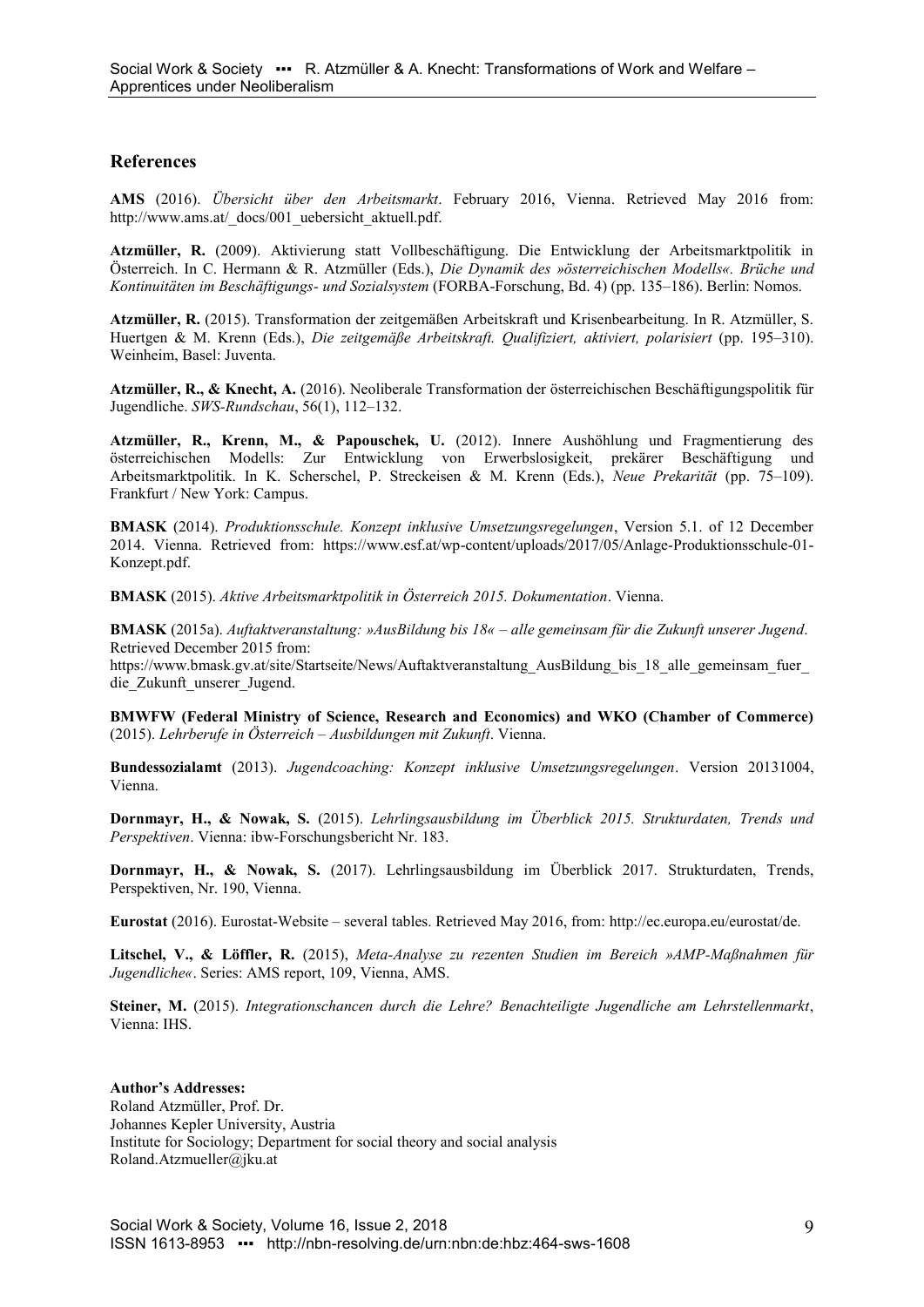## References

**AMS** (2016). *Übersicht über den Arbeitsmarkt*. February 2016, Vienna. Retrieved May 2016 from: http://www.ams.at/_docs/001_uebersicht_aktuell.pdf.

**Atzmüller, R.** (2009). Aktivierung statt Vollbeschäftigung. Die Entwicklung der Arbeitsmarktpolitik in Österreich. In C. Hermann & R. Atzmüller (Eds.), *Die Dynamik des »österreichischen Modells«. Brüche und Kontinuitäten im Beschäftigungs- und Sozialsystem* (FORBA-Forschung, Bd. 4) (pp. 135–186). Berlin: Nomos.

**Atzmüller, R.** (2015). Transformation der zeitgemäßen Arbeitskraft und Krisenbearbeitung. In R. Atzmüller, S. Huertgen & M. Krenn (Eds.), *Die zeitgemäße Arbeitskraft. Qualifiziert, aktiviert, polarisiert* (pp. 195–310). Weinheim, Basel: Juventa.

**Atzmüller, R., & Knecht, A.** (2016). Neoliberale Transformation der österreichischen Beschäftigungspolitik für Jugendliche. *SWS-Rundschau*, 56(1), 112–132.

**Atzmüller, R., Krenn, M., & Papouschek, U.** (2012). Innere Aushöhlung und Fragmentierung des österreichischen Modells: Zur Entwicklung von Erwerbslosigkeit, prekärer Beschäftigung und Arbeitsmarktpolitik. In K. Scherschel, P. Streckeisen & M. Krenn (Eds.), *Neue Prekarität* (pp. 75–109). Frankfurt / New York: Campus.

**BMASK** (2014). *Produktionsschule. Konzept inklusive Umsetzungsregelungen*, Version 5.1. of 12 December 2014. Vienna. Retrieved from: https://www.esf.at/wp-content/uploads/2017/05/Anlage-Produktionsschule-01-Konzept.pdf.

**BMASK** (2015). *Aktive Arbeitsmarktpolitik in Österreich 2015. Dokumentation*. Vienna.

**BMASK** (2015a). *Auftaktveranstaltung: »AusBildung bis 18« – alle gemeinsam für die Zukunft unserer Jugend*. Retrieved December 2015 from: https://www.bmask.gv.at/site/Startseite/News/Auftaktveranstaltung_AusBildung_bis_18_alle_gemeinsam_fuer_die_Zukunft_unserer_Jugend.

**BMWFW (Federal Ministry of Science, Research and Economics) and WKO (Chamber of Commerce)** (2015). *Lehrberufe in Österreich – Ausbildungen mit Zukunft*. Vienna.

**Bundessozialamt** (2013). *Jugendcoaching: Konzept inklusive Umsetzungsregelungen*. Version 20131004, Vienna.

**Dornmayr, H., & Nowak, S.** (2015). *Lehrlingsausbildung im Überblick 2015. Strukturdaten, Trends und Perspektiven*. Vienna: ibw-Forschungsbericht Nr. 183.

**Dornmayr, H., & Nowak, S.** (2017). Lehrlingsausbildung im Überblick 2017. Strukturdaten, Trends, Perspektiven, Nr. 190, Vienna.

**Eurostat** (2016). Eurostat-Website – several tables. Retrieved May 2016, from: http://ec.europa.eu/eurostat/de.

**Litschel, V., & Löffler, R.** (2015), *Meta-Analyse zu rezenten Studien im Bereich »AMP-Maßnahmen für Jugendliche«*. Series: AMS report, 109, Vienna, AMS.

**Steiner, M.** (2015). *Integrationschancen durch die Lehre? Benachteiligte Jugendliche am Lehrstellenmarkt*, Vienna: IHS.

**Author's Addresses:**
Roland Atzmüller, Prof. Dr.
Johannes Kepler University, Austria
Institute for Sociology; Department for social theory and social analysis
Roland.Atzmueller@jku.at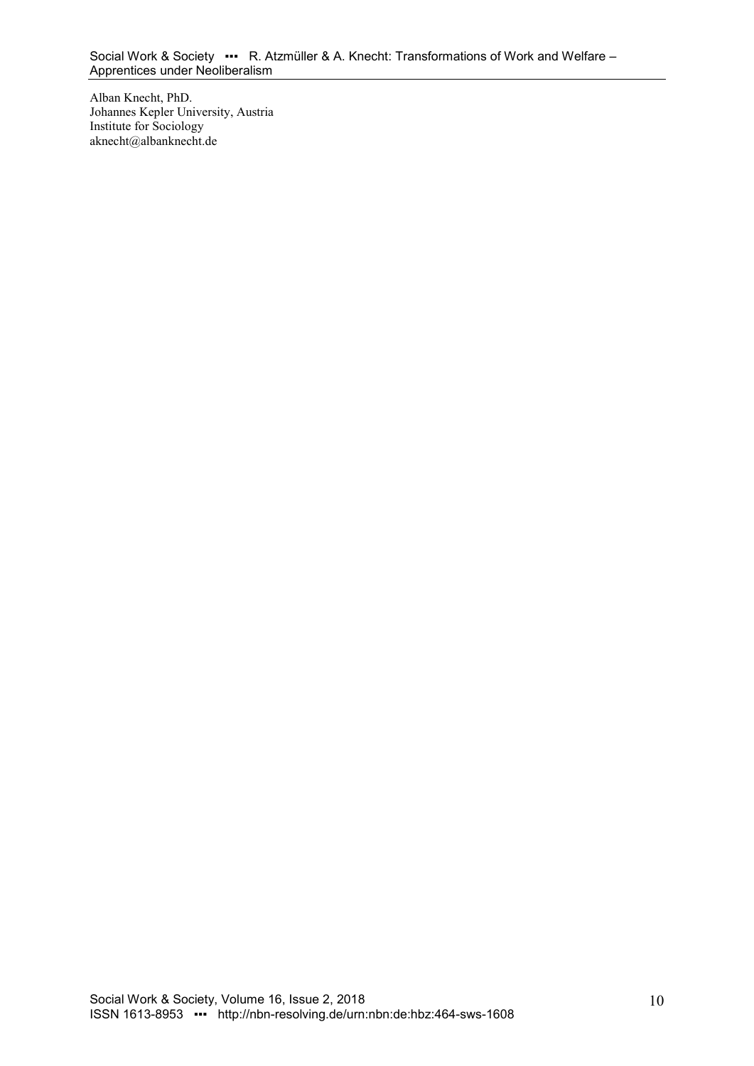Alban Knecht, PhD.
Johannes Kepler University, Austria
Institute for Sociology
aknecht@albanknecht.de